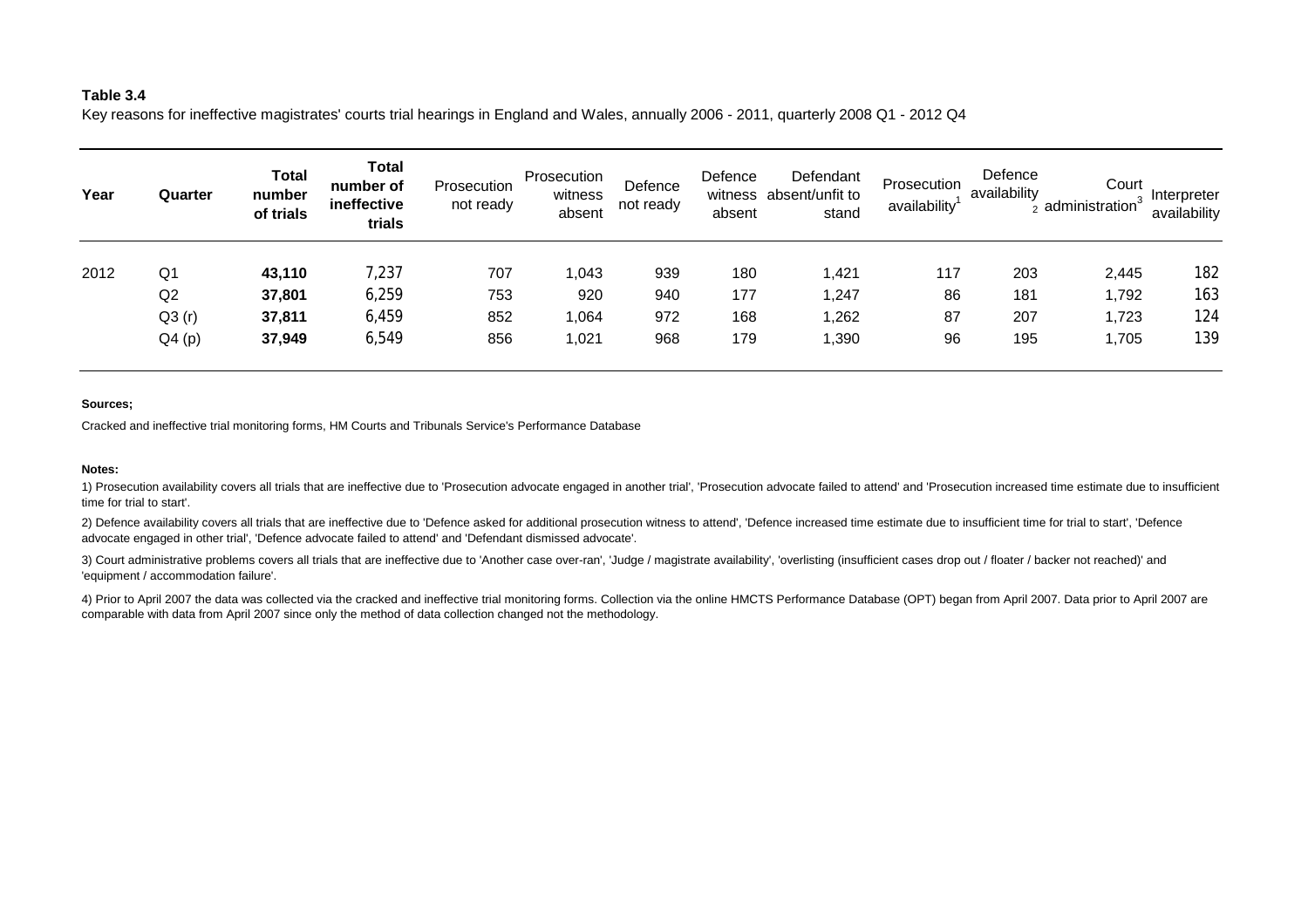**Table 3.4**

Key reasons for ineffective magistrates' courts trial hearings in England and Wales, annually 2006 - 2011, quarterly 2008 Q1 - 2012 Q4

| Year | Quarter | Total number of trials | Total number of ineffective trials | Prosecution not ready | Prosecution witness absent | Defence not ready | Defence witness absent | Defendant absent/unfit to stand | Prosecution availability[1] | Defence availability[2] | Court administration[3] | Interpreter availability |
|---|---|---|---|---|---|---|---|---|---|---|---|---|
| 2012 | Q1 | **43,110** | 7,237 | 707 | 1,043 | 939 | 180 | 1,421 | 117 | 203 | 2,445 | 182 |
| | Q2 | **37,801** | 6,259 | 753 | 920 | 940 | 177 | 1,247 | 86 | 181 | 1,792 | 163 |
| | Q3 (r) | **37,811** | 6,459 | 852 | 1,064 | 972 | 168 | 1,262 | 87 | 207 | 1,723 | 124 |
| | Q4 (p) | **37,949** | 6,549 | 856 | 1,021 | 968 | 179 | 1,390 | 96 | 195 | 1,705 | 139 |

**Sources;**

Cracked and ineffective trial monitoring forms, HM Courts and Tribunals Service's Performance Database

**Notes:**

1) Prosecution availability covers all trials that are ineffective due to 'Prosecution advocate engaged in another trial', 'Prosecution advocate failed to attend' and 'Prosecution increased time estimate due to insufficient time for trial to start'.

2) Defence availability covers all trials that are ineffective due to 'Defence asked for additional prosecution witness to attend', 'Defence increased time estimate due to insufficient time for trial to start', 'Defence advocate engaged in other trial', 'Defence advocate failed to attend' and 'Defendant dismissed advocate'.

3) Court administrative problems covers all trials that are ineffective due to 'Another case over-ran', 'Judge / magistrate availability', 'overlisting (insufficient cases drop out / floater / backer not reached)' and 'equipment / accommodation failure'.

4) Prior to April 2007 the data was collected via the cracked and ineffective trial monitoring forms. Collection via the online HMCTS Performance Database (OPT) began from April 2007. Data prior to April 2007 are comparable with data from April 2007 since only the method of data collection changed not the methodology.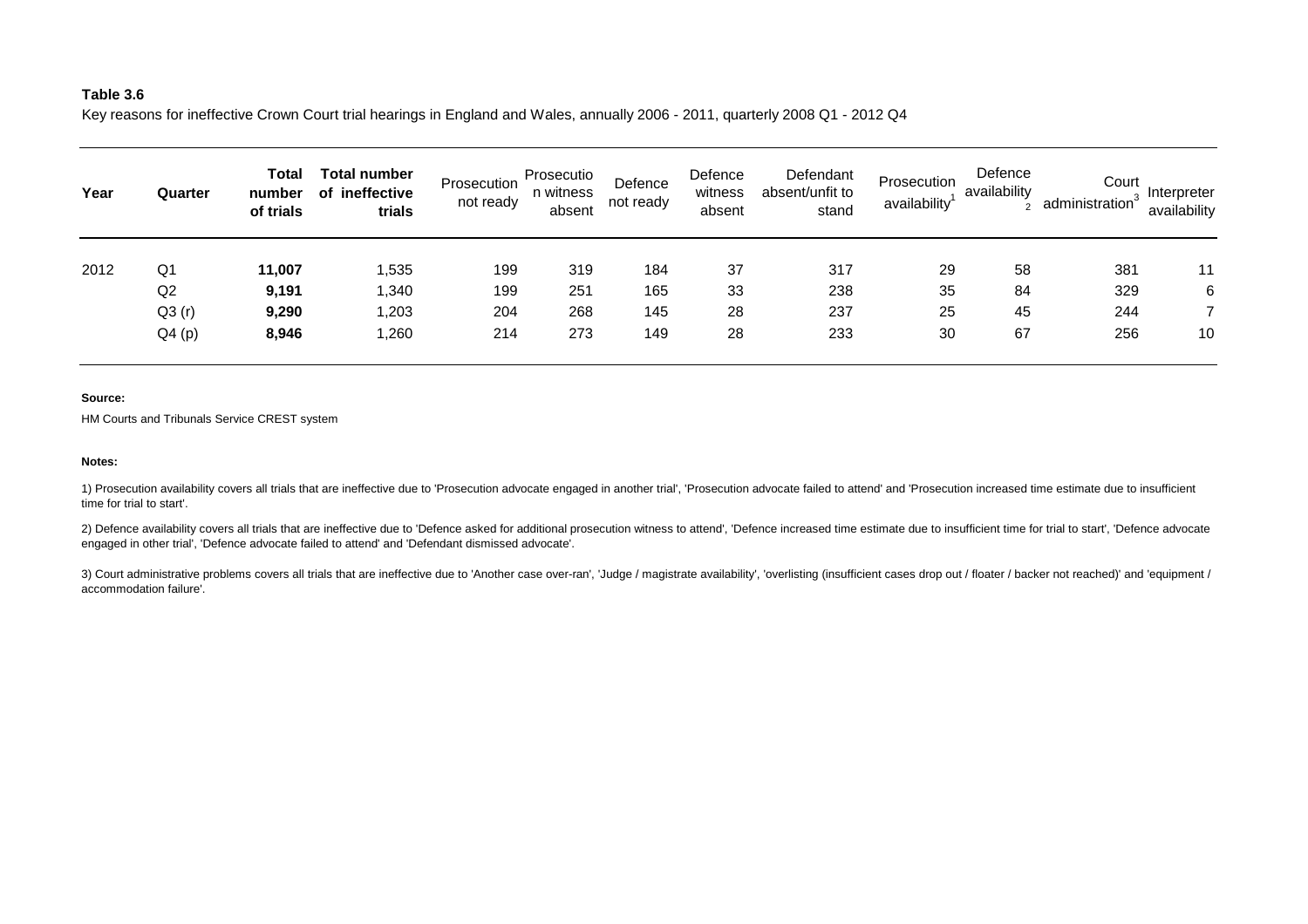**Table 3.6**

Key reasons for ineffective Crown Court trial hearings in England and Wales, annually 2006 - 2011, quarterly 2008 Q1 - 2012 Q4

| Year | Quarter | **Total number of trials** | **Total number of ineffective trials** | Prosecution not ready | Prosecution witness absent | Defence not ready | Defence witness absent | Defendant absent/unfit to stand | Prosecution availability[1] | Defence availability[2] | Court administration[3] | Interpreter availability |
|---|---|---|---|---|---|---|---|---|---|---|---|---|
| 2012 | Q1 | **11,007** | 1,535 | 199 | 319 | 184 | 37 | 317 | 29 | 58 | 381 | 11 |
| | Q2 | **9,191** | 1,340 | 199 | 251 | 165 | 33 | 238 | 35 | 84 | 329 | 6 |
| | Q3 (r) | **9,290** | 1,203 | 204 | 268 | 145 | 28 | 237 | 25 | 45 | 244 | 7 |
| | Q4 (p) | **8,946** | 1,260 | 214 | 273 | 149 | 28 | 233 | 30 | 67 | 256 | 10 |

**Source:**

HM Courts and Tribunals Service CREST system

**Notes:**

1) Prosecution availability covers all trials that are ineffective due to 'Prosecution advocate engaged in another trial', 'Prosecution advocate failed to attend' and 'Prosecution increased time estimate due to insufficient time for trial to start'.

2) Defence availability covers all trials that are ineffective due to 'Defence asked for additional prosecution witness to attend', 'Defence increased time estimate due to insufficient time for trial to start', 'Defence advocate engaged in other trial', 'Defence advocate failed to attend' and 'Defendant dismissed advocate'.

3) Court administrative problems covers all trials that are ineffective due to 'Another case over-ran', 'Judge / magistrate availability', 'overlisting (insufficient cases drop out / floater / backer not reached)' and 'equipment / accommodation failure'.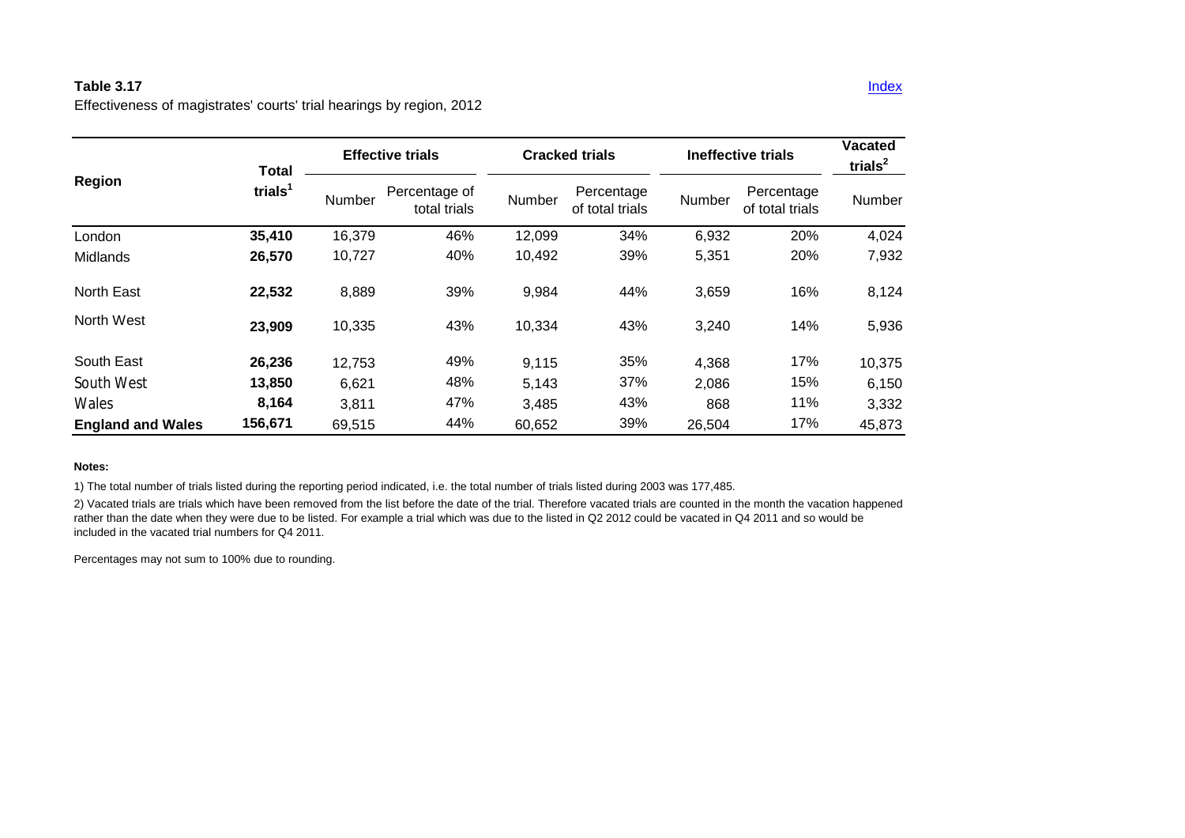**Table 3.17**

Effectiveness of magistrates' courts' trial hearings by region, 2012

Index

| Region | Total trials[1] | Effective trials | | Cracked trials | | Ineffective trials | | Vacated trials[2] |
|---|---|---|---|---|---|---|---|---|
| | | Number | Percentage of total trials | Number | Percentage of total trials | Number | Percentage of total trials | Number |
| London | **35,410** | 16,379 | 46% | 12,099 | 34% | 6,932 | 20% | 4,024 |
| Midlands | **26,570** | 10,727 | 40% | 10,492 | 39% | 5,351 | 20% | 7,932 |
| North East | **22,532** | 8,889 | 39% | 9,984 | 44% | 3,659 | 16% | 8,124 |
| North West | **23,909** | 10,335 | 43% | 10,334 | 43% | 3,240 | 14% | 5,936 |
| South East | **26,236** | 12,753 | 49% | 9,115 | 35% | 4,368 | 17% | 10,375 |
| South West | **13,850** | 6,621 | 48% | 5,143 | 37% | 2,086 | 15% | 6,150 |
| Wales | **8,164** | 3,811 | 47% | 3,485 | 43% | 868 | 11% | 3,332 |
| **England and Wales** | **156,671** | 69,515 | 44% | 60,652 | 39% | 26,504 | 17% | 45,873 |

**Notes:**

1) The total number of trials listed during the reporting period indicated, i.e. the total number of trials listed during 2003 was 177,485.

2) Vacated trials are trials which have been removed from the list before the date of the trial. Therefore vacated trials are counted in the month the vacation happened rather than the date when they were due to be listed. For example a trial which was due to the listed in Q2 2012 could be vacated in Q4 2011 and so would be included in the vacated trial numbers for Q4 2011.

Percentages may not sum to 100% due to rounding.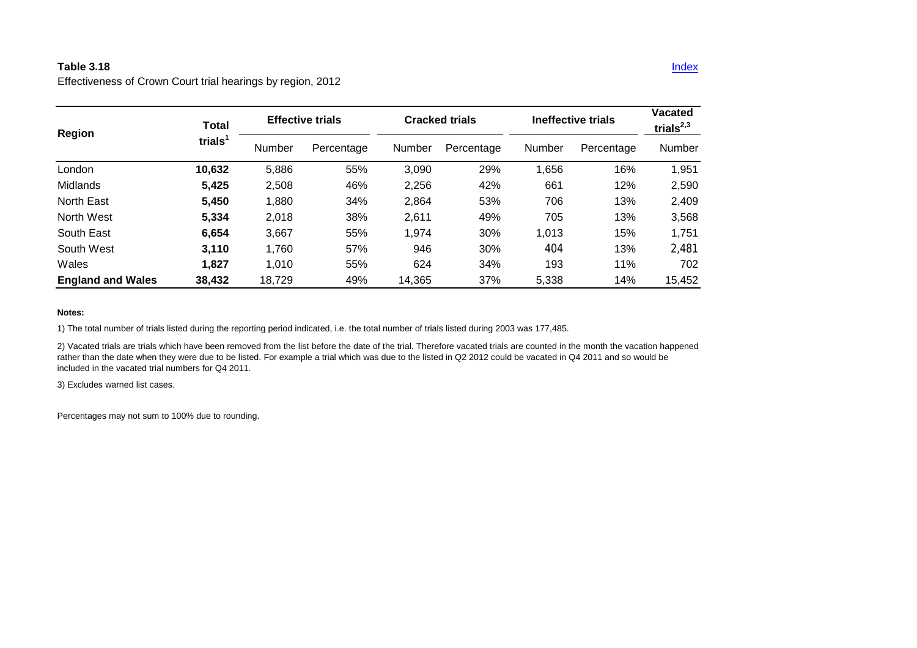**Table 3.18**

Effectiveness of Crown Court trial hearings by region, 2012

Index

| Region | Total trials[1] | Effective trials | | Cracked trials | | Ineffective trials | | Vacated trials[2,3] |
|---|---|---|---|---|---|---|---|---|
| | | Number | Percentage | Number | Percentage | Number | Percentage | Number |
| London | **10,632** | 5,886 | 55% | 3,090 | 29% | 1,656 | 16% | 1,951 |
| Midlands | **5,425** | 2,508 | 46% | 2,256 | 42% | 661 | 12% | 2,590 |
| North East | **5,450** | 1,880 | 34% | 2,864 | 53% | 706 | 13% | 2,409 |
| North West | **5,334** | 2,018 | 38% | 2,611 | 49% | 705 | 13% | 3,568 |
| South East | **6,654** | 3,667 | 55% | 1,974 | 30% | 1,013 | 15% | 1,751 |
| South West | **3,110** | 1,760 | 57% | 946 | 30% | 404 | 13% | 2,481 |
| Wales | **1,827** | 1,010 | 55% | 624 | 34% | 193 | 11% | 702 |
| **England and Wales** | **38,432** | 18,729 | 49% | 14,365 | 37% | 5,338 | 14% | 15,452 |

**Notes:**

1) The total number of trials listed during the reporting period indicated, i.e. the total number of trials listed during 2003 was 177,485.

2) Vacated trials are trials which have been removed from the list before the date of the trial. Therefore vacated trials are counted in the month the vacation happened rather than the date when they were due to be listed. For example a trial which was due to the listed in Q2 2012 could be vacated in Q4 2011 and so would be included in the vacated trial numbers for Q4 2011.

3) Excludes warned list cases.

Percentages may not sum to 100% due to rounding.